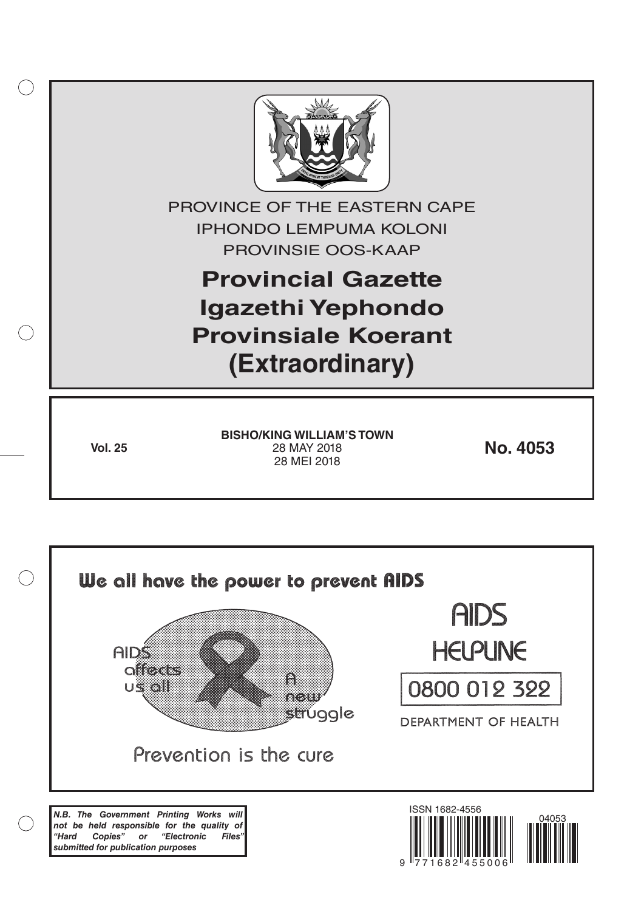PROVINCE OF THE EASTERN CAPE
IPHONDO LEMPUMA KOLONI
PROVINSIE OOS-KAAP

# Provincial Gazette
# Igazethi Yephondo
# Provinsiale Koerant
# (Extraordinary)

**Vol. 25**

**BISHO/KING WILLIAM'S TOWN**
28 MAY 2018
28 MEI 2018

**No. 4053**

We all have the power to prevent AIDS

AIDS affects us all

A new struggle

Prevention is the cure

AIDS HELPLINE

0800 012 322

DEPARTMENT OF HEALTH

***N.B. The Government Printing Works will not be held responsible for the quality of "Hard Copies" or "Electronic Files" submitted for publication purposes***

ISSN 1682-4556

9 771682 455006

04053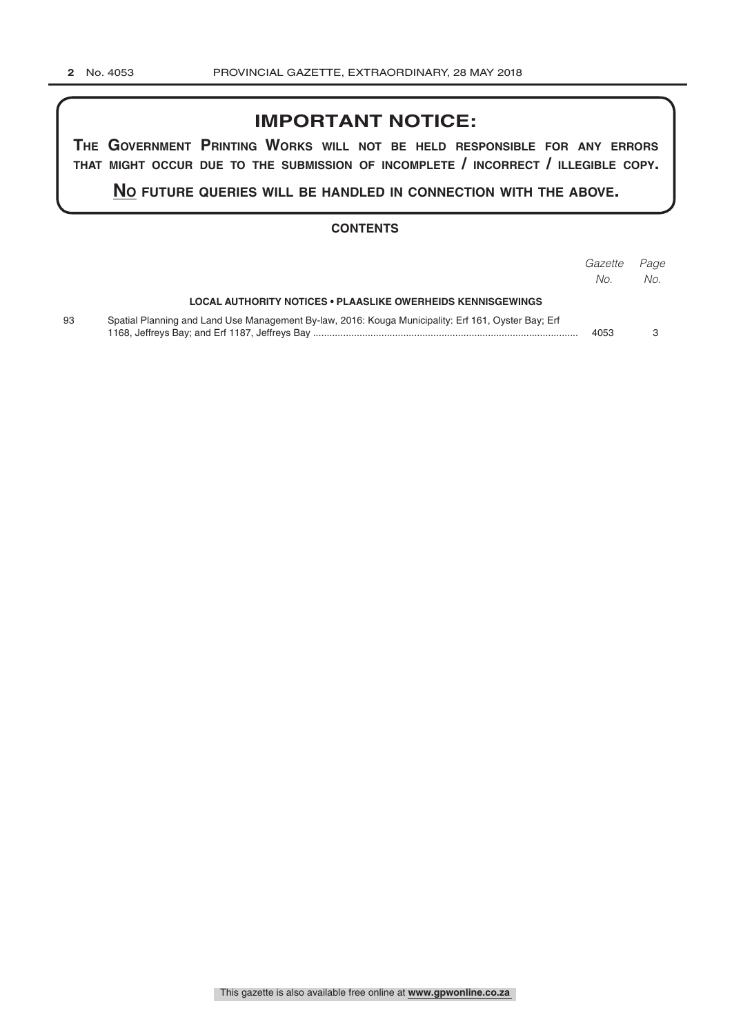## IMPORTANT NOTICE:

**THE GOVERNMENT PRINTING WORKS WILL NOT BE HELD RESPONSIBLE FOR ANY ERRORS THAT MIGHT OCCUR DUE TO THE SUBMISSION OF INCOMPLETE / INCORRECT / ILLEGIBLE COPY.**

**NO FUTURE QUERIES WILL BE HANDLED IN CONNECTION WITH THE ABOVE.**

### CONTENTS

| | | *Gazette No.* | *Page No.* |
|---|---|---|---|
| | **LOCAL AUTHORITY NOTICES • PLAASLIKE OWERHEIDS KENNISGEWINGS** | | |
| 93 | Spatial Planning and Land Use Management By-law, 2016: Kouga Municipality: Erf 161, Oyster Bay; Erf 1168, Jeffreys Bay; and Erf 1187, Jeffreys Bay | 4053 | 3 |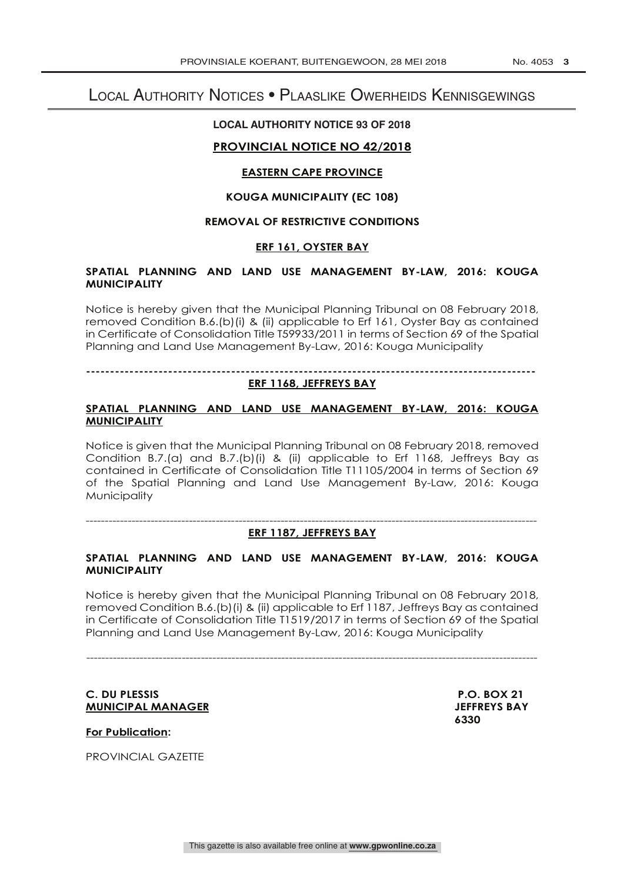# Local Authority Notices • Plaaslike Owerheids Kennisgewings

**LOCAL AUTHORITY NOTICE 93 OF 2018**

**PROVINCIAL NOTICE NO 42/2018**

**EASTERN CAPE PROVINCE**

**KOUGA MUNICIPALITY (EC 108)**

**REMOVAL OF RESTRICTIVE CONDITIONS**

**ERF 161, OYSTER BAY**

**SPATIAL PLANNING AND LAND USE MANAGEMENT BY-LAW, 2016: KOUGA MUNICIPALITY**

Notice is hereby given that the Municipal Planning Tribunal on 08 February 2018, removed Condition B.6.(b)(i) & (ii) applicable to Erf 161, Oyster Bay as contained in Certificate of Consolidation Title T59933/2011 in terms of Section 69 of the Spatial Planning and Land Use Management By-Law, 2016: Kouga Municipality

---

**ERF 1168, JEFFREYS BAY**

**SPATIAL PLANNING AND LAND USE MANAGEMENT BY-LAW, 2016: KOUGA MUNICIPALITY**

Notice is given that the Municipal Planning Tribunal on 08 February 2018, removed Condition B.7.(a) and B.7.(b)(i) & (ii) applicable to Erf 1168, Jeffreys Bay as contained in Certificate of Consolidation Title T11105/2004 in terms of Section 69 of the Spatial Planning and Land Use Management By-Law, 2016: Kouga Municipality

---

**ERF 1187, JEFFREYS BAY**

**SPATIAL PLANNING AND LAND USE MANAGEMENT BY-LAW, 2016: KOUGA MUNICIPALITY**

Notice is hereby given that the Municipal Planning Tribunal on 08 February 2018, removed Condition B.6.(b)(i) & (ii) applicable to Erf 1187, Jeffreys Bay as contained in Certificate of Consolidation Title T1519/2017 in terms of Section 69 of the Spatial Planning and Land Use Management By-Law, 2016: Kouga Municipality

---

**C. DU PLESSIS**
**MUNICIPAL MANAGER**

**P.O. BOX 21**
**JEFFREYS BAY**
**6330**

**For Publication:**

PROVINCIAL GAZETTE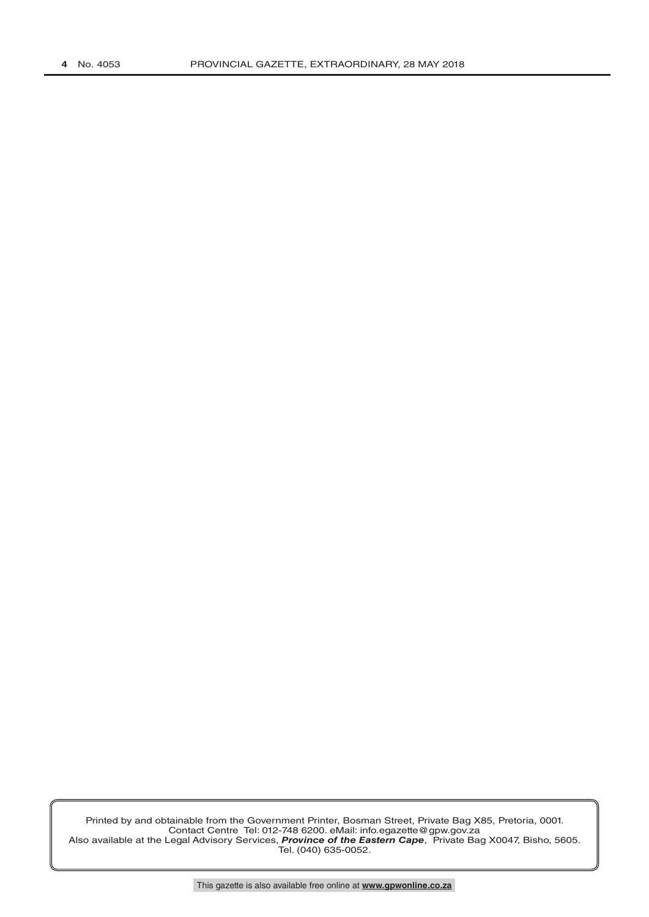Printed by and obtainable from the Government Printer, Bosman Street, Private Bag X85, Pretoria, 0001.
Contact Centre Tel: 012-748 6200. eMail: info.egazette@gpw.gov.za
Also available at the Legal Advisory Services, ***Province of the Eastern Cape***, Private Bag X0047, Bisho, 5605.
Tel. (040) 635-0052.

This gazette is also available free online at **www.gpwonline.co.za**